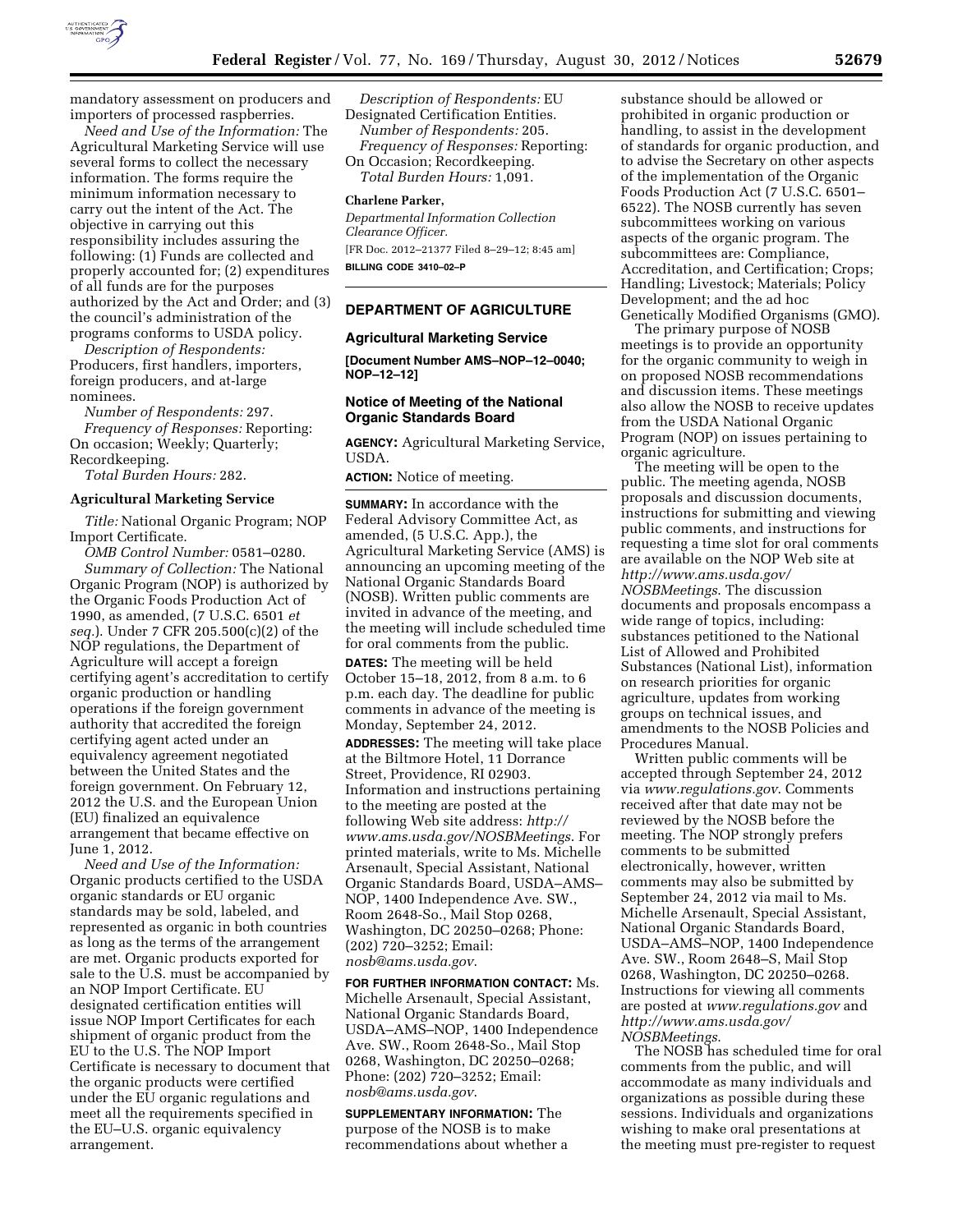mandatory assessment on producers and importers of processed raspberries.

*Need and Use of the Information:* The Agricultural Marketing Service will use several forms to collect the necessary information. The forms require the minimum information necessary to carry out the intent of the Act. The objective in carrying out this responsibility includes assuring the following: (1) Funds are collected and properly accounted for; (2) expenditures of all funds are for the purposes authorized by the Act and Order; and (3) the council's administration of the programs conforms to USDA policy.

*Description of Respondents:* Producers, first handlers, importers, foreign producers, and at-large nominees.

*Number of Respondents:* 297.

*Frequency of Responses:* Reporting: On occasion; Weekly; Quarterly; Recordkeeping.

*Total Burden Hours:* 282.

### Agricultural Marketing Service

*Title:* National Organic Program; NOP Import Certificate.

*OMB Control Number:* 0581–0280.

*Summary of Collection:* The National Organic Program (NOP) is authorized by the Organic Foods Production Act of 1990, as amended, (7 U.S.C. 6501 *et seq.*). Under 7 CFR 205.500(c)(2) of the NOP regulations, the Department of Agriculture will accept a foreign certifying agent's accreditation to certify organic production or handling operations if the foreign government authority that accredited the foreign certifying agent acted under an equivalency agreement negotiated between the United States and the foreign government. On February 12, 2012 the U.S. and the European Union (EU) finalized an equivalence arrangement that became effective on June 1, 2012.

*Need and Use of the Information:* Organic products certified to the USDA organic standards or EU organic standards may be sold, labeled, and represented as organic in both countries as long as the terms of the arrangement are met. Organic products exported for sale to the U.S. must be accompanied by an NOP Import Certificate. EU designated certification entities will issue NOP Import Certificates for each shipment of organic product from the EU to the U.S. The NOP Import Certificate is necessary to document that the organic products were certified under the EU organic regulations and meet all the requirements specified in the EU–U.S. organic equivalency arrangement.

*Description of Respondents:* EU Designated Certification Entities.

*Number of Respondents:* 205.

*Frequency of Responses:* Reporting: On Occasion; Recordkeeping.

*Total Burden Hours:* 1,091.

**Charlene Parker,**

*Departmental Information Collection Clearance Officer.*

[FR Doc. 2012–21377 Filed 8–29–12; 8:45 am]

**BILLING CODE 3410–02–P**

## DEPARTMENT OF AGRICULTURE

### Agricultural Marketing Service

**[Document Number AMS–NOP–12–0040; NOP–12–12]**

### Notice of Meeting of the National Organic Standards Board

**AGENCY:** Agricultural Marketing Service, USDA.

**ACTION:** Notice of meeting.

**SUMMARY:** In accordance with the Federal Advisory Committee Act, as amended, (5 U.S.C. App.), the Agricultural Marketing Service (AMS) is announcing an upcoming meeting of the National Organic Standards Board (NOSB). Written public comments are invited in advance of the meeting, and the meeting will include scheduled time for oral comments from the public.

**DATES:** The meeting will be held October 15–18, 2012, from 8 a.m. to 6 p.m. each day. The deadline for public comments in advance of the meeting is Monday, September 24, 2012.

**ADDRESSES:** The meeting will take place at the Biltmore Hotel, 11 Dorrance Street, Providence, RI 02903. Information and instructions pertaining to the meeting are posted at the following Web site address: *http://www.ams.usda.gov/NOSBMeetings*. For printed materials, write to Ms. Michelle Arsenault, Special Assistant, National Organic Standards Board, USDA–AMS–NOP, 1400 Independence Ave. SW., Room 2648-So., Mail Stop 0268, Washington, DC 20250–0268; Phone: (202) 720–3252; Email: *nosb@ams.usda.gov*.

**FOR FURTHER INFORMATION CONTACT:** Ms. Michelle Arsenault, Special Assistant, National Organic Standards Board, USDA–AMS–NOP, 1400 Independence Ave. SW., Room 2648-So., Mail Stop 0268, Washington, DC 20250–0268; Phone: (202) 720–3252; Email: *nosb@ams.usda.gov*.

**SUPPLEMENTARY INFORMATION:** The purpose of the NOSB is to make recommendations about whether a substance should be allowed or prohibited in organic production or handling, to assist in the development of standards for organic production, and to advise the Secretary on other aspects of the implementation of the Organic Foods Production Act (7 U.S.C. 6501–6522). The NOSB currently has seven subcommittees working on various aspects of the organic program. The subcommittees are: Compliance, Accreditation, and Certification; Crops; Handling; Livestock; Materials; Policy Development; and the ad hoc Genetically Modified Organisms (GMO).

The primary purpose of NOSB meetings is to provide an opportunity for the organic community to weigh in on proposed NOSB recommendations and discussion items. These meetings also allow the NOSB to receive updates from the USDA National Organic Program (NOP) on issues pertaining to organic agriculture.

The meeting will be open to the public. The meeting agenda, NOSB proposals and discussion documents, instructions for submitting and viewing public comments, and instructions for requesting a time slot for oral comments are available on the NOP Web site at *http://www.ams.usda.gov/NOSBMeetings*. The discussion documents and proposals encompass a wide range of topics, including: substances petitioned to the National List of Allowed and Prohibited Substances (National List), information on research priorities for organic agriculture, updates from working groups on technical issues, and amendments to the NOSB Policies and Procedures Manual.

Written public comments will be accepted through September 24, 2012 via *www.regulations.gov*. Comments received after that date may not be reviewed by the NOSB before the meeting. The NOP strongly prefers comments to be submitted electronically, however, written comments may also be submitted by September 24, 2012 via mail to Ms. Michelle Arsenault, Special Assistant, National Organic Standards Board, USDA–AMS–NOP, 1400 Independence Ave. SW., Room 2648–S, Mail Stop 0268, Washington, DC 20250–0268. Instructions for viewing all comments are posted at *www.regulations.gov* and *http://www.ams.usda.gov/NOSBMeetings*.

The NOSB has scheduled time for oral comments from the public, and will accommodate as many individuals and organizations as possible during these sessions. Individuals and organizations wishing to make oral presentations at the meeting must pre-register to request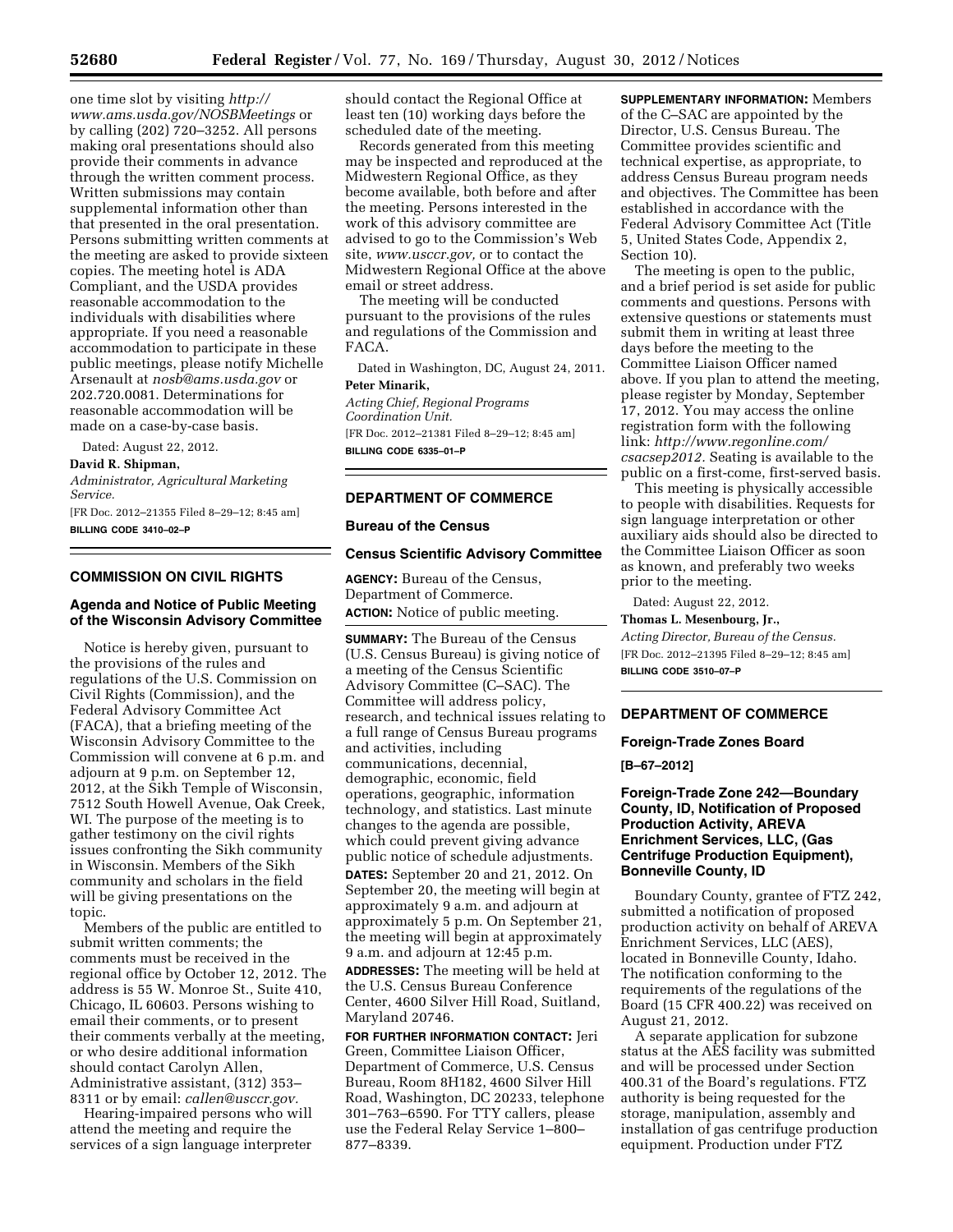one time slot by visiting *http://www.ams.usda.gov/NOSBMeetings* or by calling (202) 720–3252. All persons making oral presentations should also provide their comments in advance through the written comment process. Written submissions may contain supplemental information other than that presented in the oral presentation. Persons submitting written comments at the meeting are asked to provide sixteen copies. The meeting hotel is ADA Compliant, and the USDA provides reasonable accommodation to the individuals with disabilities where appropriate. If you need a reasonable accommodation to participate in these public meetings, please notify Michelle Arsenault at *nosb@ams.usda.gov* or 202.720.0081. Determinations for reasonable accommodation will be made on a case-by-case basis.

Dated: August 22, 2012.

**David R. Shipman,**

*Administrator, Agricultural Marketing Service.*

[FR Doc. 2012–21355 Filed 8–29–12; 8:45 am]

**BILLING CODE 3410–02–P**

## COMMISSION ON CIVIL RIGHTS

### Agenda and Notice of Public Meeting of the Wisconsin Advisory Committee

Notice is hereby given, pursuant to the provisions of the rules and regulations of the U.S. Commission on Civil Rights (Commission), and the Federal Advisory Committee Act (FACA), that a briefing meeting of the Wisconsin Advisory Committee to the Commission will convene at 6 p.m. and adjourn at 9 p.m. on September 12, 2012, at the Sikh Temple of Wisconsin, 7512 South Howell Avenue, Oak Creek, WI. The purpose of the meeting is to gather testimony on the civil rights issues confronting the Sikh community in Wisconsin. Members of the Sikh community and scholars in the field will be giving presentations on the topic.

Members of the public are entitled to submit written comments; the comments must be received in the regional office by October 12, 2012. The address is 55 W. Monroe St., Suite 410, Chicago, IL 60603. Persons wishing to email their comments, or to present their comments verbally at the meeting, or who desire additional information should contact Carolyn Allen, Administrative assistant, (312) 353–8311 or by email: *callen@usccr.gov.*

Hearing-impaired persons who will attend the meeting and require the services of a sign language interpreter should contact the Regional Office at least ten (10) working days before the scheduled date of the meeting.

Records generated from this meeting may be inspected and reproduced at the Midwestern Regional Office, as they become available, both before and after the meeting. Persons interested in the work of this advisory committee are advised to go to the Commission's Web site, *www.usccr.gov,* or to contact the Midwestern Regional Office at the above email or street address.

The meeting will be conducted pursuant to the provisions of the rules and regulations of the Commission and FACA.

Dated in Washington, DC, August 24, 2011.

**Peter Minarik,**

*Acting Chief, Regional Programs Coordination Unit.*

[FR Doc. 2012–21381 Filed 8–29–12; 8:45 am]

**BILLING CODE 6335–01–P**

## DEPARTMENT OF COMMERCE

### Bureau of the Census

### Census Scientific Advisory Committee

**AGENCY:** Bureau of the Census, Department of Commerce.

**ACTION:** Notice of public meeting.

**SUMMARY:** The Bureau of the Census (U.S. Census Bureau) is giving notice of a meeting of the Census Scientific Advisory Committee (C–SAC). The Committee will address policy, research, and technical issues relating to a full range of Census Bureau programs and activities, including communications, decennial, demographic, economic, field operations, geographic, information technology, and statistics. Last minute changes to the agenda are possible, which could prevent giving advance public notice of schedule adjustments.

**DATES:** September 20 and 21, 2012. On September 20, the meeting will begin at approximately 9 a.m. and adjourn at approximately 5 p.m. On September 21, the meeting will begin at approximately 9 a.m. and adjourn at 12:45 p.m.

**ADDRESSES:** The meeting will be held at the U.S. Census Bureau Conference Center, 4600 Silver Hill Road, Suitland, Maryland 20746.

**FOR FURTHER INFORMATION CONTACT:** Jeri Green, Committee Liaison Officer, Department of Commerce, U.S. Census Bureau, Room 8H182, 4600 Silver Hill Road, Washington, DC 20233, telephone 301–763–6590. For TTY callers, please use the Federal Relay Service 1–800–877–8339.

**SUPPLEMENTARY INFORMATION:** Members of the C–SAC are appointed by the Director, U.S. Census Bureau. The Committee provides scientific and technical expertise, as appropriate, to address Census Bureau program needs and objectives. The Committee has been established in accordance with the Federal Advisory Committee Act (Title 5, United States Code, Appendix 2, Section 10).

The meeting is open to the public, and a brief period is set aside for public comments and questions. Persons with extensive questions or statements must submit them in writing at least three days before the meeting to the Committee Liaison Officer named above. If you plan to attend the meeting, please register by Monday, September 17, 2012. You may access the online registration form with the following link: *http://www.regonline.com/csacsep2012.* Seating is available to the public on a first-come, first-served basis.

This meeting is physically accessible to people with disabilities. Requests for sign language interpretation or other auxiliary aids should also be directed to the Committee Liaison Officer as soon as known, and preferably two weeks prior to the meeting.

Dated: August 22, 2012.

**Thomas L. Mesenbourg, Jr.,**

*Acting Director, Bureau of the Census.*

[FR Doc. 2012–21395 Filed 8–29–12; 8:45 am]

**BILLING CODE 3510–07–P**

## DEPARTMENT OF COMMERCE

### Foreign-Trade Zones Board

**[B–67–2012]**

### Foreign-Trade Zone 242—Boundary County, ID, Notification of Proposed Production Activity, AREVA Enrichment Services, LLC, (Gas Centrifuge Production Equipment), Bonneville County, ID

Boundary County, grantee of FTZ 242, submitted a notification of proposed production activity on behalf of AREVA Enrichment Services, LLC (AES), located in Bonneville County, Idaho. The notification conforming to the requirements of the regulations of the Board (15 CFR 400.22) was received on August 21, 2012.

A separate application for subzone status at the AES facility was submitted and will be processed under Section 400.31 of the Board's regulations. FTZ authority is being requested for the storage, manipulation, assembly and installation of gas centrifuge production equipment. Production under FTZ